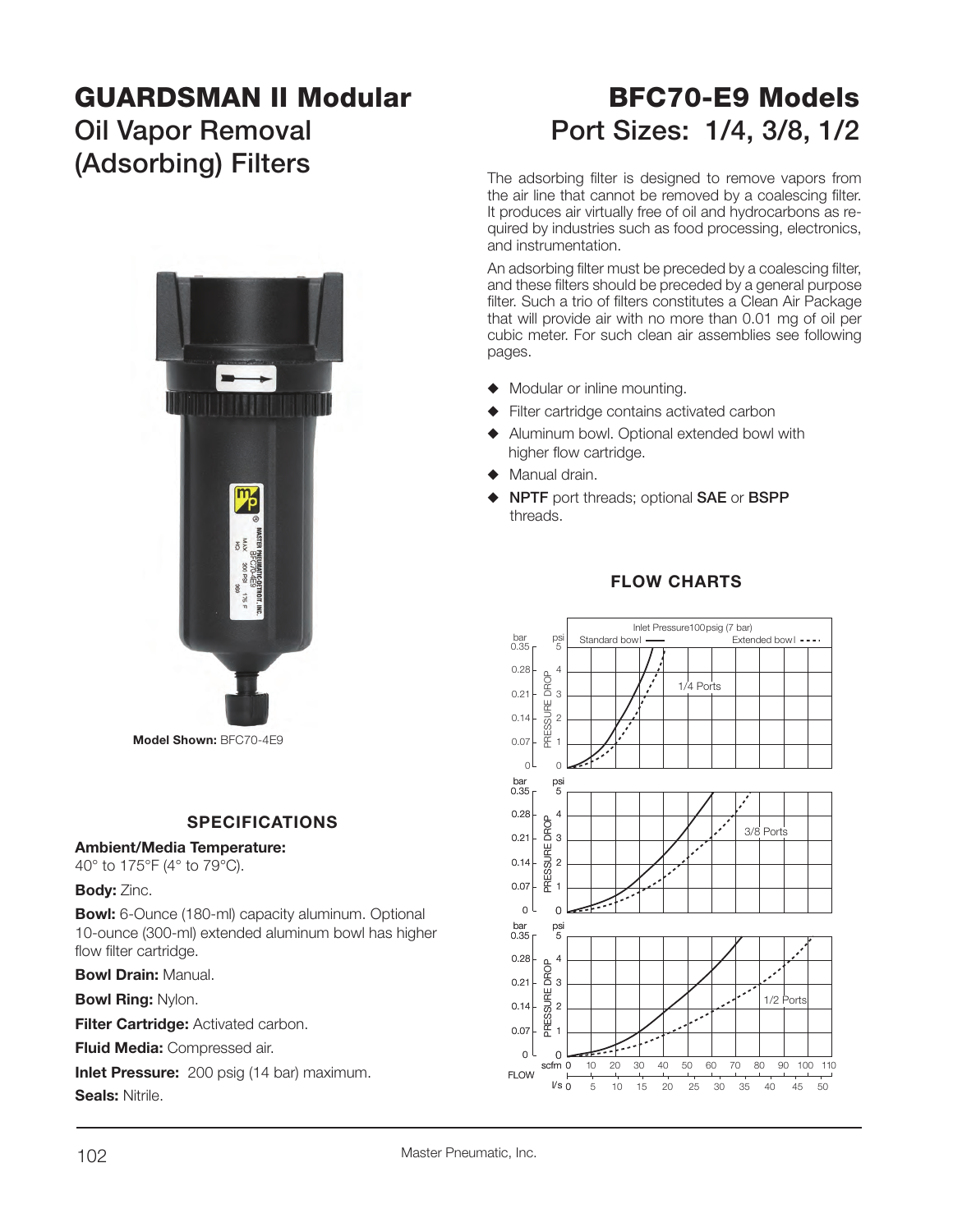# GUARDSMAN II Modular
## Oil Vapor Removal (Adsorbing) Filters

# BFC70-E9 Models
## Port Sizes: 1/4, 3/8, 1/2

The adsorbing filter is designed to remove vapors from the air line that cannot be removed by a coalescing filter. It produces air virtually free of oil and hydrocarbons as required by industries such as food processing, electronics, and instrumentation.

An adsorbing filter must be preceded by a coalescing filter, and these filters should be preceded by a general purpose filter. Such a trio of filters constitutes a Clean Air Package that will provide air with no more than 0.01 mg of oil per cubic meter. For such clean air assemblies see following pages.

- Modular or inline mounting.
- Filter cartridge contains activated carbon
- Aluminum bowl. Optional extended bowl with higher flow cartridge.
- Manual drain.
- **NPTF** port threads; optional **SAE** or **BSPP** threads.

**Model Shown:** BFC70-4E9

### SPECIFICATIONS

**Ambient/Media Temperature:**
40° to 175°F (4° to 79°C).

**Body:** Zinc.

**Bowl:** 6-Ounce (180-ml) capacity aluminum. Optional 10-ounce (300-ml) extended aluminum bowl has higher flow filter cartridge.

**Bowl Drain:** Manual.

**Bowl Ring:** Nylon.

**Filter Cartridge:** Activated carbon.

**Fluid Media:** Compressed air.

**Inlet Pressure:** 200 psig (14 bar) maximum.

**Seals:** Nitrile.

### FLOW CHARTS

Inlet Pressure 100 psig (7 bar)

Standard bowl —— Extended bowl - - - -

1/4 Ports

3/8 Ports

1/2 Ports

PRESSURE DROP (bar: 0, 0.07, 0.14, 0.21, 0.28, 0.35; psi: 0, 1, 2, 3, 4, 5)

FLOW (scfm: 0, 10, 20, 30, 40, 50, 60, 70, 80, 90, 100, 110; l/s: 0, 5, 10, 15, 20, 25, 30, 35, 40, 45, 50)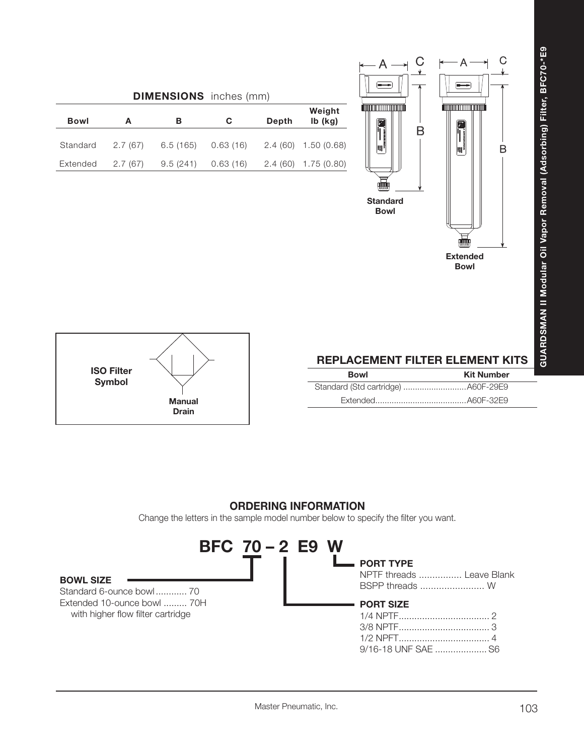## DIMENSIONS inches (mm)

| Bowl | A | B | C | Depth | Weight lb (kg) |
|---|---|---|---|---|---|
| Standard | 2.7 (67) | 6.5 (165) | 0.63 (16) | 2.4 (60) | 1.50 (0.68) |
| Extended | 2.7 (67) | 9.5 (241) | 0.63 (16) | 2.4 (60) | 1.75 (0.80) |

A
C
B
Standard Bowl

A
C
B
Extended Bowl

**ISO Filter Symbol**

**Manual Drain**

## REPLACEMENT FILTER ELEMENT KITS

| Bowl | Kit Number |
|---|---|
| Standard (Std cartridge) | A60F-29E9 |
| Extended | A60F-32E9 |

## ORDERING INFORMATION

Change the letters in the sample model number below to specify the filter you want.

**BFC 70 – 2 E9 W**

**BOWL SIZE**
Standard 6-ounce bowl............ 70
Extended 10-ounce bowl ......... 70H
with higher flow filter cartridge

**PORT TYPE**
NPTF threads ................ Leave Blank
BSPP threads ........................ W

**PORT SIZE**
1/4 NPTF................................... 2
3/8 NPTF................................... 3
1/2 NPFT................................... 4
9/16-18 UNF SAE .................... S6